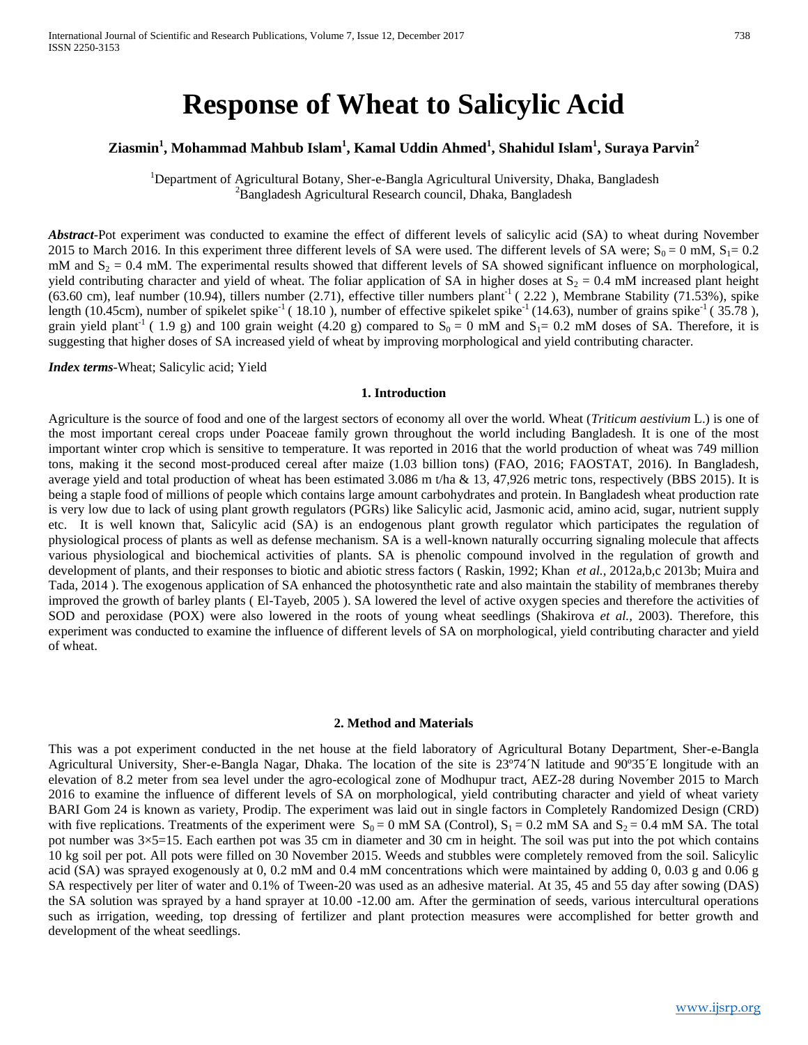# Response of Wheat to Salicylic Acid

**Ziasmin[1], Mohammad Mahbub Islam[1], Kamal Uddin Ahmed[1], Shahidul Islam[1], Suraya Parvin[2]**

[1]Department of Agricultural Botany, Sher-e-Bangla Agricultural University, Dhaka, Bangladesh
[2]Bangladesh Agricultural Research council, Dhaka, Bangladesh

***Abstract***-Pot experiment was conducted to examine the effect of different levels of salicylic acid (SA) to wheat during November 2015 to March 2016. In this experiment three different levels of SA were used. The different levels of SA were; $S_0$ = 0 mM, $S_1$= 0.2 mM and $S_2$ = 0.4 mM. The experimental results showed that different levels of SA showed significant influence on morphological, yield contributing character and yield of wheat. The foliar application of SA in higher doses at $S_2$ = 0.4 mM increased plant height (63.60 cm), leaf number (10.94), tillers number (2.71), effective tiller numbers plant$^{-1}$ ( 2.22 ), Membrane Stability (71.53%), spike length (10.45cm), number of spikelet spike$^{-1}$ ( 18.10 ), number of effective spikelet spike$^{-1}$ (14.63), number of grains spike$^{-1}$ ( 35.78 ), grain yield plant$^{-1}$ ( 1.9 g) and 100 grain weight (4.20 g) compared to $S_0$ = 0 mM and $S_1$= 0.2 mM doses of SA. Therefore, it is suggesting that higher doses of SA increased yield of wheat by improving morphological and yield contributing character.

***Index terms***-Wheat; Salicylic acid; Yield

## 1. Introduction

Agriculture is the source of food and one of the largest sectors of economy all over the world. Wheat (*Triticum aestivium* L.) is one of the most important cereal crops under Poaceae family grown throughout the world including Bangladesh. It is one of the most important winter crop which is sensitive to temperature. It was reported in 2016 that the world production of wheat was 749 million tons, making it the second most-produced cereal after maize (1.03 billion tons) (FAO, 2016; FAOSTAT, 2016). In Bangladesh, average yield and total production of wheat has been estimated 3.086 m t/ha & 13, 47,926 metric tons, respectively (BBS 2015). It is being a staple food of millions of people which contains large amount carbohydrates and protein. In Bangladesh wheat production rate is very low due to lack of using plant growth regulators (PGRs) like Salicylic acid, Jasmonic acid, amino acid, sugar, nutrient supply etc. It is well known that, Salicylic acid (SA) is an endogenous plant growth regulator which participates the regulation of physiological process of plants as well as defense mechanism. SA is a well-known naturally occurring signaling molecule that affects various physiological and biochemical activities of plants. SA is phenolic compound involved in the regulation of growth and development of plants, and their responses to biotic and abiotic stress factors ( Raskin, 1992; Khan *et al.,* 2012a,b,c 2013b; Muira and Tada, 2014 ). The exogenous application of SA enhanced the photosynthetic rate and also maintain the stability of membranes thereby improved the growth of barley plants ( El-Tayeb, 2005 ). SA lowered the level of active oxygen species and therefore the activities of SOD and peroxidase (POX) were also lowered in the roots of young wheat seedlings (Shakirova *et al.,* 2003). Therefore, this experiment was conducted to examine the influence of different levels of SA on morphological, yield contributing character and yield of wheat.

## 2. Method and Materials

This was a pot experiment conducted in the net house at the field laboratory of Agricultural Botany Department, Sher-e-Bangla Agricultural University, Sher-e-Bangla Nagar, Dhaka. The location of the site is 23º74´N latitude and 90º35´E longitude with an elevation of 8.2 meter from sea level under the agro-ecological zone of Modhupur tract, AEZ-28 during November 2015 to March 2016 to examine the influence of different levels of SA on morphological, yield contributing character and yield of wheat variety BARI Gom 24 is known as variety, Prodip. The experiment was laid out in single factors in Completely Randomized Design (CRD) with five replications. Treatments of the experiment were $S_0$ = 0 mM SA (Control), $S_1$ = 0.2 mM SA and $S_2$ = 0.4 mM SA. The total pot number was 3×5=15. Each earthen pot was 35 cm in diameter and 30 cm in height. The soil was put into the pot which contains 10 kg soil per pot. All pots were filled on 30 November 2015. Weeds and stubbles were completely removed from the soil. Salicylic acid (SA) was sprayed exogenously at 0, 0.2 mM and 0.4 mM concentrations which were maintained by adding 0, 0.03 g and 0.06 g SA respectively per liter of water and 0.1% of Tween-20 was used as an adhesive material. At 35, 45 and 55 day after sowing (DAS) the SA solution was sprayed by a hand sprayer at 10.00 -12.00 am. After the germination of seeds, various intercultural operations such as irrigation, weeding, top dressing of fertilizer and plant protection measures were accomplished for better growth and development of the wheat seedlings.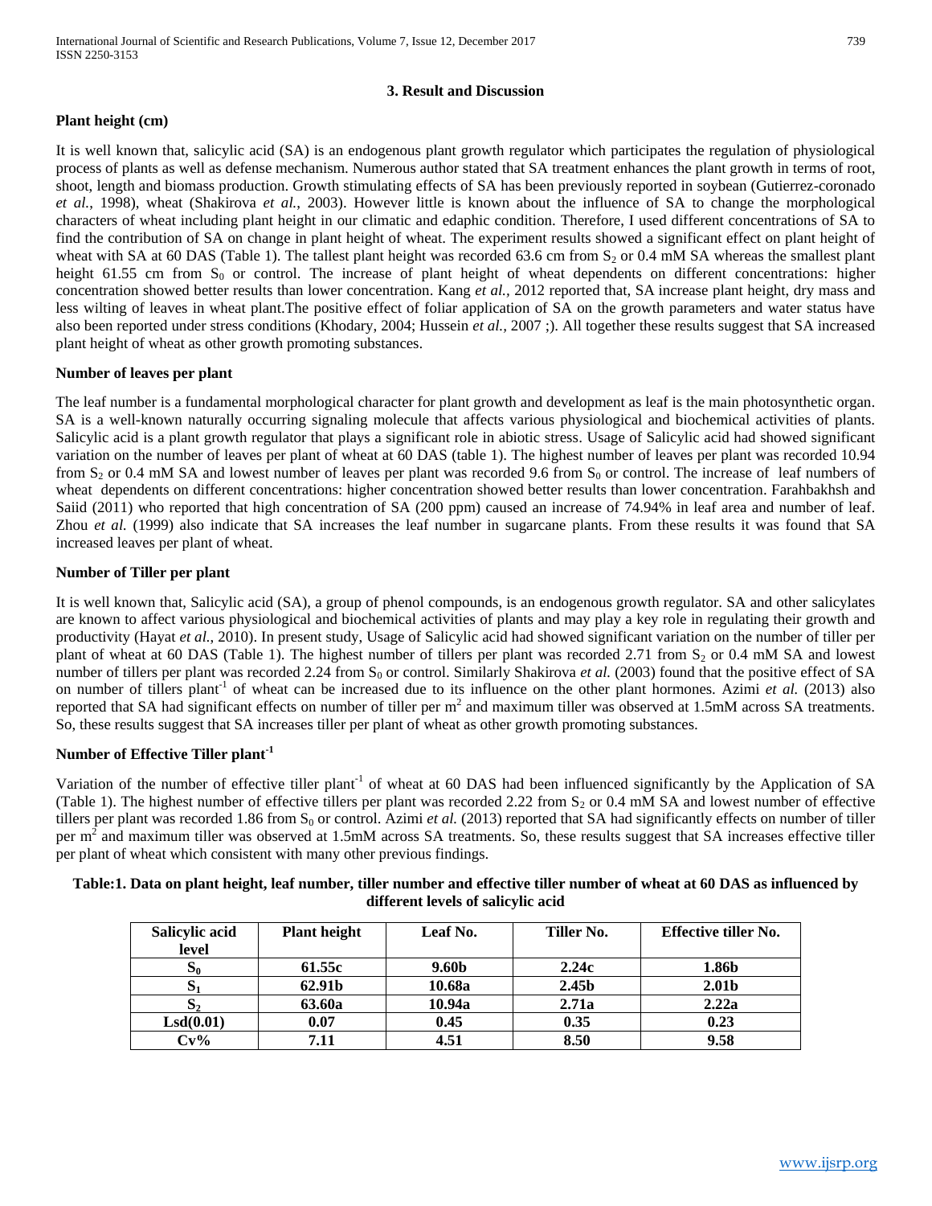## 3. Result and Discussion

### Plant height (cm)

It is well known that, salicylic acid (SA) is an endogenous plant growth regulator which participates the regulation of physiological process of plants as well as defense mechanism. Numerous author stated that SA treatment enhances the plant growth in terms of root, shoot, length and biomass production. Growth stimulating effects of SA has been previously reported in soybean (Gutierrez-coronado *et al.*, 1998), wheat (Shakirova *et al.*, 2003). However little is known about the influence of SA to change the morphological characters of wheat including plant height in our climatic and edaphic condition. Therefore, I used different concentrations of SA to find the contribution of SA on change in plant height of wheat. The experiment results showed a significant effect on plant height of wheat with SA at 60 DAS (Table 1). The tallest plant height was recorded 63.6 cm from $S_2$ or 0.4 mM SA whereas the smallest plant height 61.55 cm from $S_0$ or control. The increase of plant height of wheat dependents on different concentrations: higher concentration showed better results than lower concentration. Kang *et al.*, 2012 reported that, SA increase plant height, dry mass and less wilting of leaves in wheat plant.The positive effect of foliar application of SA on the growth parameters and water status have also been reported under stress conditions (Khodary, 2004; Hussein *et al.*, 2007 ;). All together these results suggest that SA increased plant height of wheat as other growth promoting substances.

### Number of leaves per plant

The leaf number is a fundamental morphological character for plant growth and development as leaf is the main photosynthetic organ. SA is a well-known naturally occurring signaling molecule that affects various physiological and biochemical activities of plants. Salicylic acid is a plant growth regulator that plays a significant role in abiotic stress. Usage of Salicylic acid had showed significant variation on the number of leaves per plant of wheat at 60 DAS (table 1). The highest number of leaves per plant was recorded 10.94 from $S_2$ or 0.4 mM SA and lowest number of leaves per plant was recorded 9.6 from $S_0$ or control. The increase of leaf numbers of wheat dependents on different concentrations: higher concentration showed better results than lower concentration. Farahbakhsh and Saiid (2011) who reported that high concentration of SA (200 ppm) caused an increase of 74.94% in leaf area and number of leaf. Zhou *et al.* (1999) also indicate that SA increases the leaf number in sugarcane plants. From these results it was found that SA increased leaves per plant of wheat.

### Number of Tiller per plant

It is well known that, Salicylic acid (SA), a group of phenol compounds, is an endogenous growth regulator. SA and other salicylates are known to affect various physiological and biochemical activities of plants and may play a key role in regulating their growth and productivity (Hayat *et al.*, 2010). In present study, Usage of Salicylic acid had showed significant variation on the number of tiller per plant of wheat at 60 DAS (Table 1). The highest number of tillers per plant was recorded 2.71 from $S_2$ or 0.4 mM SA and lowest number of tillers per plant was recorded 2.24 from $S_0$ or control. Similarly Shakirova *et al.* (2003) found that the positive effect of SA on number of tillers $plant^{-1}$ of wheat can be increased due to its influence on the other plant hormones. Azimi *et al.* (2013) also reported that SA had significant effects on number of tiller per $m^2$ and maximum tiller was observed at 1.5mM across SA treatments. So, these results suggest that SA increases tiller per plant of wheat as other growth promoting substances.

### Number of Effective Tiller $plant^{-1}$

Variation of the number of effective tiller $plant^{-1}$ of wheat at 60 DAS had been influenced significantly by the Application of SA (Table 1). The highest number of effective tillers per plant was recorded 2.22 from $S_2$ or 0.4 mM SA and lowest number of effective tillers per plant was recorded 1.86 from $S_0$ or control. Azimi *et al.* (2013) reported that SA had significantly effects on number of tiller per $m^2$ and maximum tiller was observed at 1.5mM across SA treatments. So, these results suggest that SA increases effective tiller per plant of wheat which consistent with many other previous findings.

**Table:1. Data on plant height, leaf number, tiller number and effective tiller number of wheat at 60 DAS as influenced by different levels of salicylic acid**

| Salicylic acid level | Plant height | Leaf No. | Tiller No. | Effective tiller No. |
|---|---|---|---|---|
| $S_0$ | 61.55c | 9.60b | 2.24c | 1.86b |
| $S_1$ | 62.91b | 10.68a | 2.45b | 2.01b |
| $S_2$ | 63.60a | 10.94a | 2.71a | 2.22a |
| Lsd(0.01) | 0.07 | 0.45 | 0.35 | 0.23 |
| Cv% | 7.11 | 4.51 | 8.50 | 9.58 |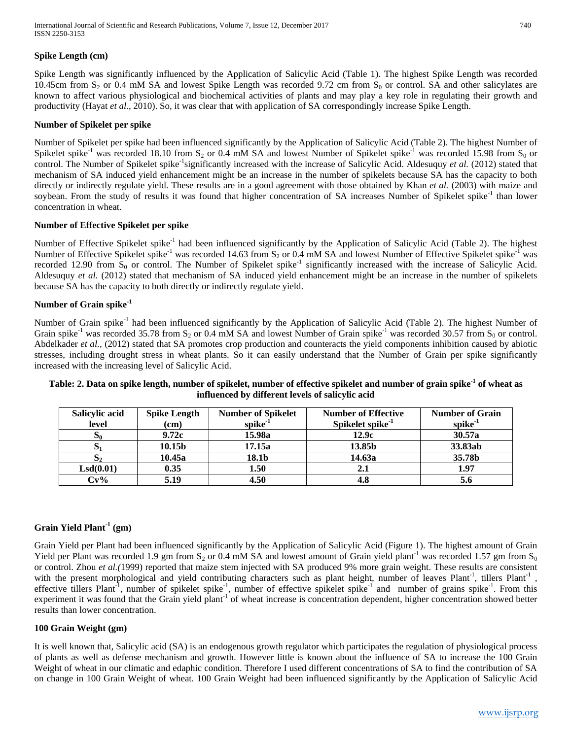### Spike Length (cm)

Spike Length was significantly influenced by the Application of Salicylic Acid (Table 1). The highest Spike Length was recorded 10.45cm from $S_2$ or 0.4 mM SA and lowest Spike Length was recorded 9.72 cm from $S_0$ or control. SA and other salicylates are known to affect various physiological and biochemical activities of plants and may play a key role in regulating their growth and productivity (Hayat *et al.*, 2010). So, it was clear that with application of SA correspondingly increase Spike Length.

### Number of Spikelet per spike

Number of Spikelet per spike had been influenced significantly by the Application of Salicylic Acid (Table 2). The highest Number of Spikelet spike$^{-1}$ was recorded 18.10 from $S_2$ or 0.4 mM SA and lowest Number of Spikelet spike$^{-1}$ was recorded 15.98 from $S_0$ or control. The Number of Spikelet spike$^{-1}$significantly increased with the increase of Salicylic Acid. Aldesuquy *et al.* (2012) stated that mechanism of SA induced yield enhancement might be an increase in the number of spikelets because SA has the capacity to both directly or indirectly regulate yield. These results are in a good agreement with those obtained by Khan *et al.* (2003) with maize and soybean. From the study of results it was found that higher concentration of SA increases Number of Spikelet spike$^{-1}$ than lower concentration in wheat.

### Number of Effective Spikelet per spike

Number of Effective Spikelet spike$^{-1}$ had been influenced significantly by the Application of Salicylic Acid (Table 2). The highest Number of Effective Spikelet spike$^{-1}$ was recorded 14.63 from $S_2$ or 0.4 mM SA and lowest Number of Effective Spikelet spike$^{-1}$ was recorded 12.90 from $S_0$ or control. The Number of Spikelet spike$^{-1}$ significantly increased with the increase of Salicylic Acid. Aldesuquy *et al.* (2012) stated that mechanism of SA induced yield enhancement might be an increase in the number of spikelets because SA has the capacity to both directly or indirectly regulate yield.

### Number of Grain spike$^{-1}$

Number of Grain spike$^{-1}$ had been influenced significantly by the Application of Salicylic Acid (Table 2). The highest Number of Grain spike$^{-1}$ was recorded 35.78 from $S_2$ or 0.4 mM SA and lowest Number of Grain spike$^{-1}$ was recorded 30.57 from $S_0$ or control. Abdelkader *et al.*, (2012) stated that SA promotes crop production and counteracts the yield components inhibition caused by abiotic stresses, including drought stress in wheat plants. So it can easily understand that the Number of Grain per spike significantly increased with the increasing level of Salicylic Acid.

**Table: 2. Data on spike length, number of spikelet, number of effective spikelet and number of grain spike$^{-1}$ of wheat as influenced by different levels of salicylic acid**

| Salicylic acid level | Spike Length (cm) | Number of Spikelet spike$^{-1}$ | Number of Effective Spikelet spike$^{-1}$ | Number of Grain spike$^{-1}$ |
|---|---|---|---|---|
| $S_0$ | 9.72c | 15.98a | 12.9c | 30.57a |
| $S_1$ | 10.15b | 17.15a | 13.85b | 33.83ab |
| $S_2$ | 10.45a | 18.1b | 14.63a | 35.78b |
| Lsd(0.01) | 0.35 | 1.50 | 2.1 | 1.97 |
| Cv% | 5.19 | 4.50 | 4.8 | 5.6 |

### Grain Yield Plant$^{-1}$ (gm)

Grain Yield per Plant had been influenced significantly by the Application of Salicylic Acid (Figure 1). The highest amount of Grain Yield per Plant was recorded 1.9 gm from $S_2$ or 0.4 mM SA and lowest amount of Grain yield plant$^{-1}$ was recorded 1.57 gm from $S_0$ or control. Zhou *et al.*(1999) reported that maize stem injected with SA produced 9% more grain weight. These results are consistent with the present morphological and yield contributing characters such as plant height, number of leaves Plant$^{-1}$, tillers Plant$^{-1}$, effective tillers Plant$^{-1}$, number of spikelet spike$^{-1}$, number of effective spikelet spike$^{-1}$ and number of grains spike$^{-1}$. From this experiment it was found that the Grain yield plant$^{-1}$ of wheat increase is concentration dependent, higher concentration showed better results than lower concentration.

### 100 Grain Weight (gm)

It is well known that, Salicylic acid (SA) is an endogenous growth regulator which participates the regulation of physiological process of plants as well as defense mechanism and growth. However little is known about the influence of SA to increase the 100 Grain Weight of wheat in our climatic and edaphic condition. Therefore I used different concentrations of SA to find the contribution of SA on change in 100 Grain Weight of wheat. 100 Grain Weight had been influenced significantly by the Application of Salicylic Acid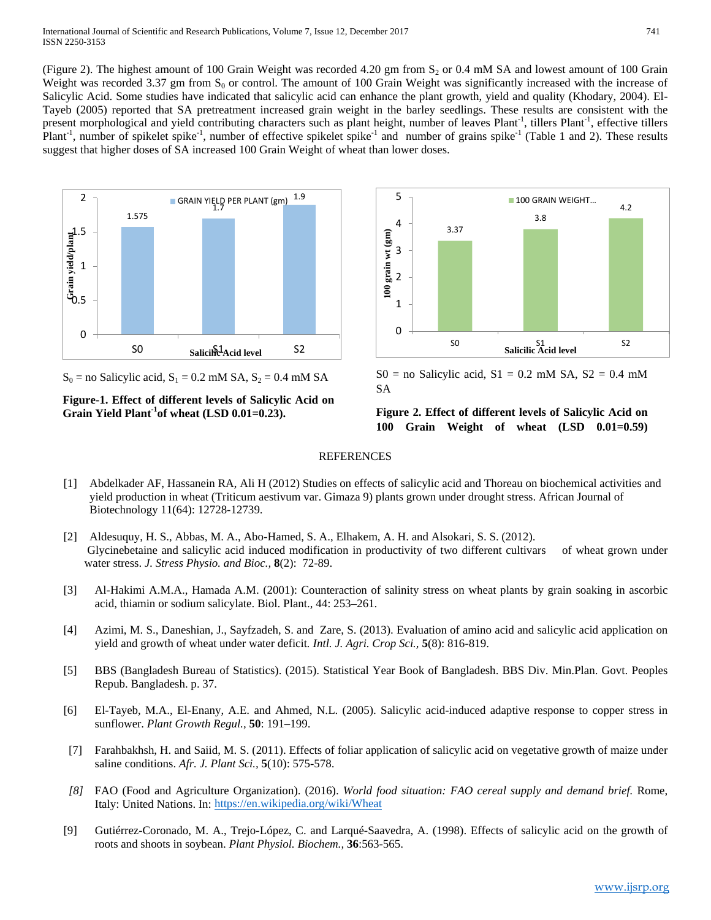(Figure 2). The highest amount of 100 Grain Weight was recorded 4.20 gm from $S_2$ or 0.4 mM SA and lowest amount of 100 Grain Weight was recorded 3.37 gm from $S_0$ or control. The amount of 100 Grain Weight was significantly increased with the increase of Salicylic Acid. Some studies have indicated that salicylic acid can enhance the plant growth, yield and quality (Khodary, 2004). El-Tayeb (2005) reported that SA pretreatment increased grain weight in the barley seedlings. These results are consistent with the present morphological and yield contributing characters such as plant height, number of leaves Plant$^{-1}$, tillers Plant$^{-1}$, effective tillers Plant$^{-1}$, number of spikelet spike$^{-1}$, number of effective spikelet spike$^{-1}$ and number of grains spike$^{-1}$ (Table 1 and 2). These results suggest that higher doses of SA increased 100 Grain Weight of wheat than lower doses.

$S_0$ = no Salicylic acid, $S_1$ = 0.2 mM SA, $S_2$ = 0.4 mM SA

**Figure-1. Effect of different levels of Salicylic Acid on Grain Yield Plant$^{-1}$of wheat (LSD 0.01=0.23).**

S0 = no Salicylic acid, S1 = 0.2 mM SA, S2 = 0.4 mM SA

**Figure 2. Effect of different levels of Salicylic Acid on 100 Grain Weight of wheat (LSD 0.01=0.59)**

## REFERENCES

[1] Abdelkader AF, Hassanein RA, Ali H (2012) Studies on effects of salicylic acid and Thoreau on biochemical activities and yield production in wheat (Triticum aestivum var. Gimaza 9) plants grown under drought stress. African Journal of Biotechnology 11(64): 12728-12739.

[2] Aldesuquy, H. S., Abbas, M. A., Abo-Hamed, S. A., Elhakem, A. H. and Alsokari, S. S. (2012). Glycinebetaine and salicylic acid induced modification in productivity of two different cultivars of wheat grown under water stress. *J. Stress Physio. and Bioc.,* **8**(2): 72-89.

[3] Al-Hakimi A.M.A., Hamada A.M. (2001): Counteraction of salinity stress on wheat plants by grain soaking in ascorbic acid, thiamin or sodium salicylate. Biol. Plant., 44: 253–261.

[4] Azimi, M. S., Daneshian, J., Sayfzadeh, S. and Zare, S. (2013). Evaluation of amino acid and salicylic acid application on yield and growth of wheat under water deficit*. Intl. J. Agri. Crop Sci.,* **5**(8): 816-819.

[5] BBS (Bangladesh Bureau of Statistics). (2015). Statistical Year Book of Bangladesh. BBS Div. Min.Plan. Govt. Peoples Repub. Bangladesh. p. 37.

[6] El-Tayeb, M.A., El-Enany, A.E. and Ahmed, N.L. (2005). Salicylic acid-induced adaptive response to copper stress in sunflower. *Plant Growth Regul.,* **50**: 191–199.

[7] Farahbakhsh, H. and Saiid, M. S. (2011). Effects of foliar application of salicylic acid on vegetative growth of maize under saline conditions. *Afr. J. Plant Sci.,* **5**(10): 575-578.

*[8]* FAO (Food and Agriculture Organization). (2016). *World food situation: FAO cereal supply and demand brief.* Rome, Italy: United Nations. In: https://en.wikipedia.org/wiki/Wheat

[9] Gutiérrez-Coronado, M. A., Trejo-López, C. and Larqué-Saavedra, A. (1998). Effects of salicylic acid on the growth of roots and shoots in soybean. *Plant Physiol. Biochem.,* **36**:563-565.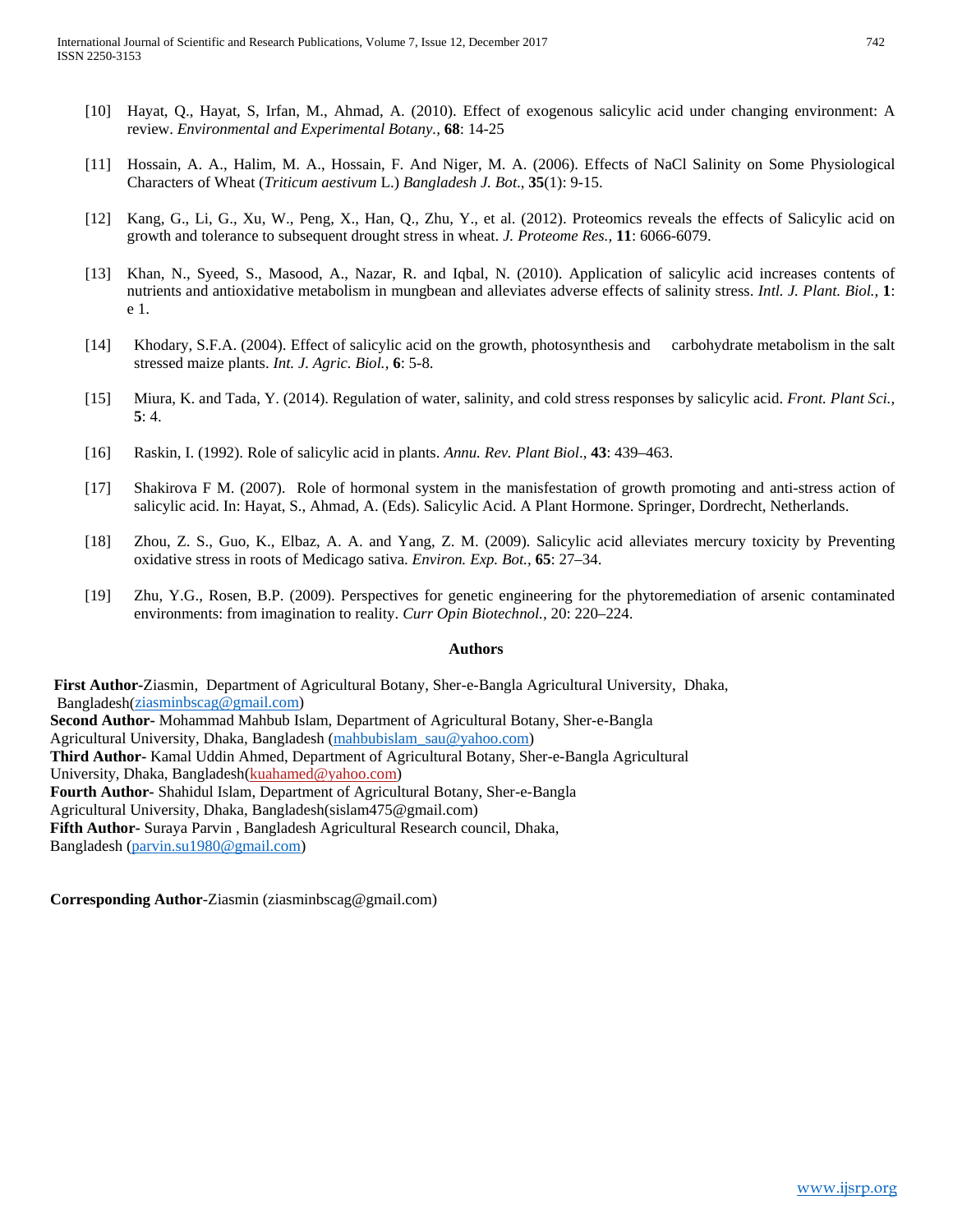[10] Hayat, Q., Hayat, S, Irfan, M., Ahmad, A. (2010). Effect of exogenous salicylic acid under changing environment: A review. *Environmental and Experimental Botany.,* **68**: 14-25

[11] Hossain, A. A., Halim, M. A., Hossain, F. And Niger, M. A. (2006). Effects of NaCl Salinity on Some Physiological Characters of Wheat (*Triticum aestivum* L.) *Bangladesh J. Bot*., **35**(1): 9-15.

[12] Kang, G., Li, G., Xu, W., Peng, X., Han, Q., Zhu, Y., et al. (2012). Proteomics reveals the effects of Salicylic acid on growth and tolerance to subsequent drought stress in wheat. *J. Proteome Res.,* **11**: 6066-6079.

[13] Khan, N., Syeed, S., Masood, A., Nazar, R. and Iqbal, N. (2010). Application of salicylic acid increases contents of nutrients and antioxidative metabolism in mungbean and alleviates adverse effects of salinity stress. *Intl. J. Plant. Biol.,* **1**: e 1.

[14] Khodary, S.F.A. (2004). Effect of salicylic acid on the growth, photosynthesis and carbohydrate metabolism in the salt stressed maize plants. *Int. J. Agric. Biol.,* **6**: 5-8.

[15] Miura, K. and Tada, Y. (2014). Regulation of water, salinity, and cold stress responses by salicylic acid. *Front. Plant Sci.,* **5**: 4.

[16] Raskin, I. (1992). Role of salicylic acid in plants. *Annu. Rev. Plant Biol*., **43**: 439–463.

[17] Shakirova F M. (2007). Role of hormonal system in the manisfestation of growth promoting and anti-stress action of salicylic acid. In: Hayat, S., Ahmad, A. (Eds). Salicylic Acid. A Plant Hormone. Springer, Dordrecht, Netherlands.

[18] Zhou, Z. S., Guo, K., Elbaz, A. A. and Yang, Z. M. (2009). Salicylic acid alleviates mercury toxicity by Preventing oxidative stress in roots of Medicago sativa. *Environ. Exp. Bot.,* **65**: 27–34.

[19] Zhu, Y.G., Rosen, B.P. (2009). Perspectives for genetic engineering for the phytoremediation of arsenic contaminated environments: from imagination to reality. *Curr Opin Biotechnol.,* 20: 220–224.

## Authors

**First Author**-Ziasmin, Department of Agricultural Botany, Sher-e-Bangla Agricultural University, Dhaka, Bangladesh(ziasminbscag@gmail.com)

**Second Author**- Mohammad Mahbub Islam, Department of Agricultural Botany, Sher-e-Bangla Agricultural University, Dhaka, Bangladesh (mahbubislam_sau@yahoo.com)

**Third Author**- Kamal Uddin Ahmed, Department of Agricultural Botany, Sher-e-Bangla Agricultural University, Dhaka, Bangladesh(kuahamed@yahoo.com)

**Fourth Author**- Shahidul Islam, Department of Agricultural Botany, Sher-e-Bangla Agricultural University, Dhaka, Bangladesh(sislam475@gmail.com)

**Fifth Author**- Suraya Parvin , Bangladesh Agricultural Research council, Dhaka, Bangladesh (parvin.su1980@gmail.com)

**Corresponding Author**-Ziasmin (ziasminbscag@gmail.com)